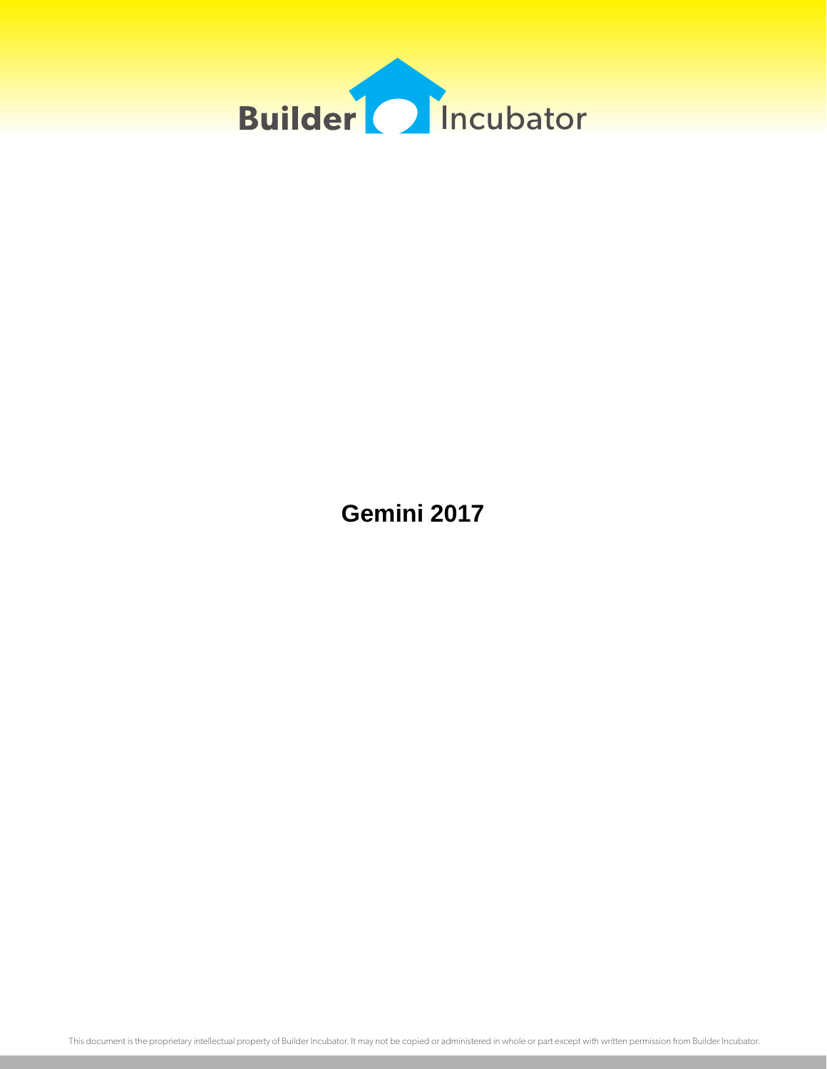Builder Incubator

# Gemini 2017

This document is the proprietary intellectual property of Builder Incubator. It may not be copied or administered in whole or part except with written permission from Builder Incubator.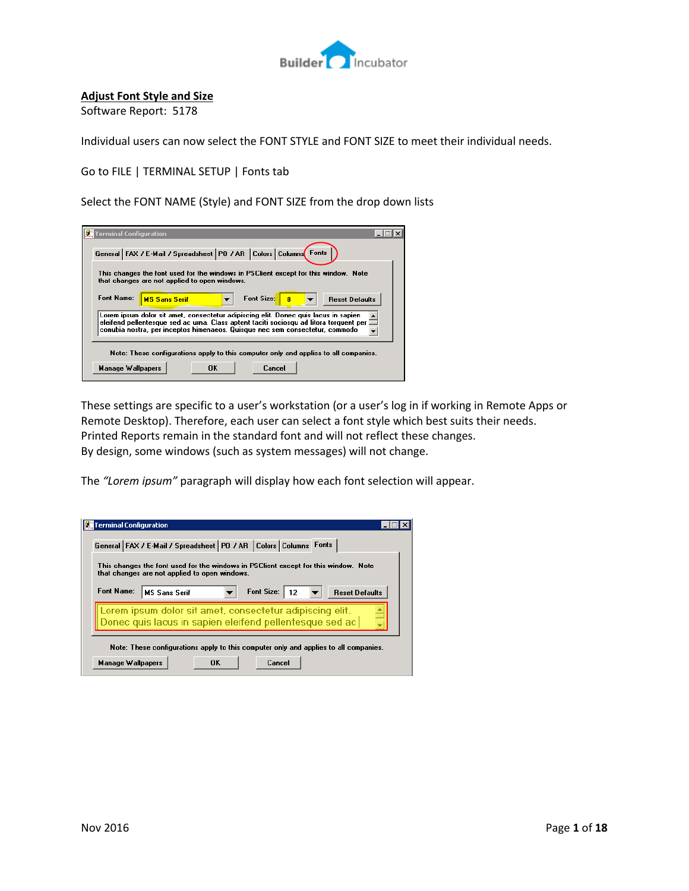## Adjust Font Style and Size

Software Report: 5178

Individual users can now select the FONT STYLE and FONT SIZE to meet their individual needs.

Go to FILE | TERMINAL SETUP | Fonts tab

Select the FONT NAME (Style) and FONT SIZE from the drop down lists

These settings are specific to a user's workstation (or a user's log in if working in Remote Apps or Remote Desktop). Therefore, each user can select a font style which best suits their needs. Printed Reports remain in the standard font and will not reflect these changes. By design, some windows (such as system messages) will not change.

The *"Lorem ipsum"* paragraph will display how each font selection will appear.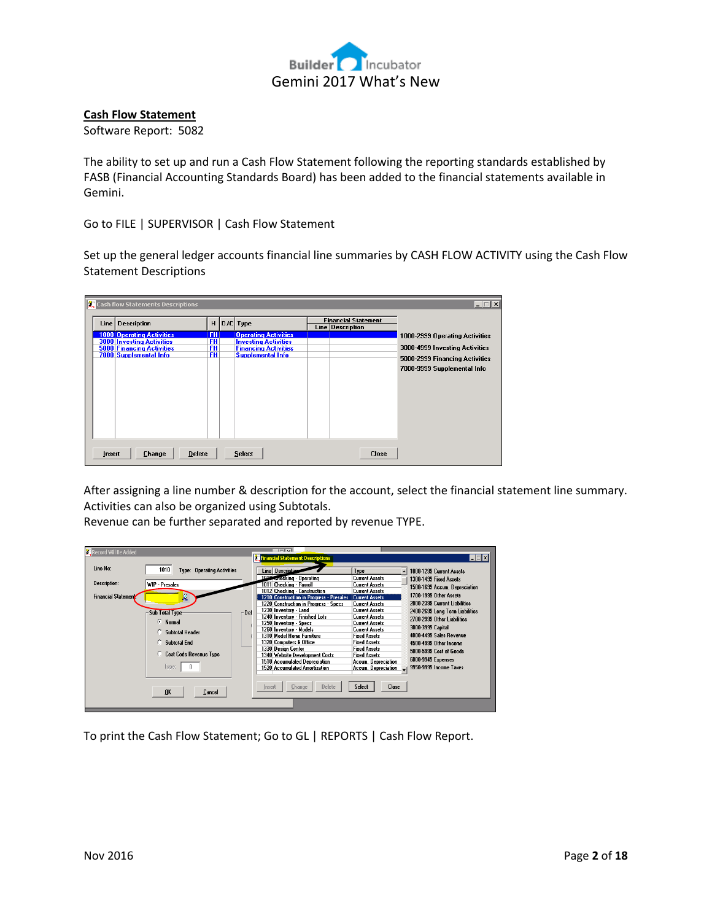## Cash Flow Statement

Software Report: 5082

The ability to set up and run a Cash Flow Statement following the reporting standards established by FASB (Financial Accounting Standards Board) has been added to the financial statements available in Gemini.

Go to FILE | SUPERVISOR | Cash Flow Statement

Set up the general ledger accounts financial line summaries by CASH FLOW ACTIVITY using the Cash Flow Statement Descriptions

After assigning a line number & description for the account, select the financial statement line summary. Activities can also be organized using Subtotals.
Revenue can be further separated and reported by revenue TYPE.

To print the Cash Flow Statement; Go to GL | REPORTS | Cash Flow Report.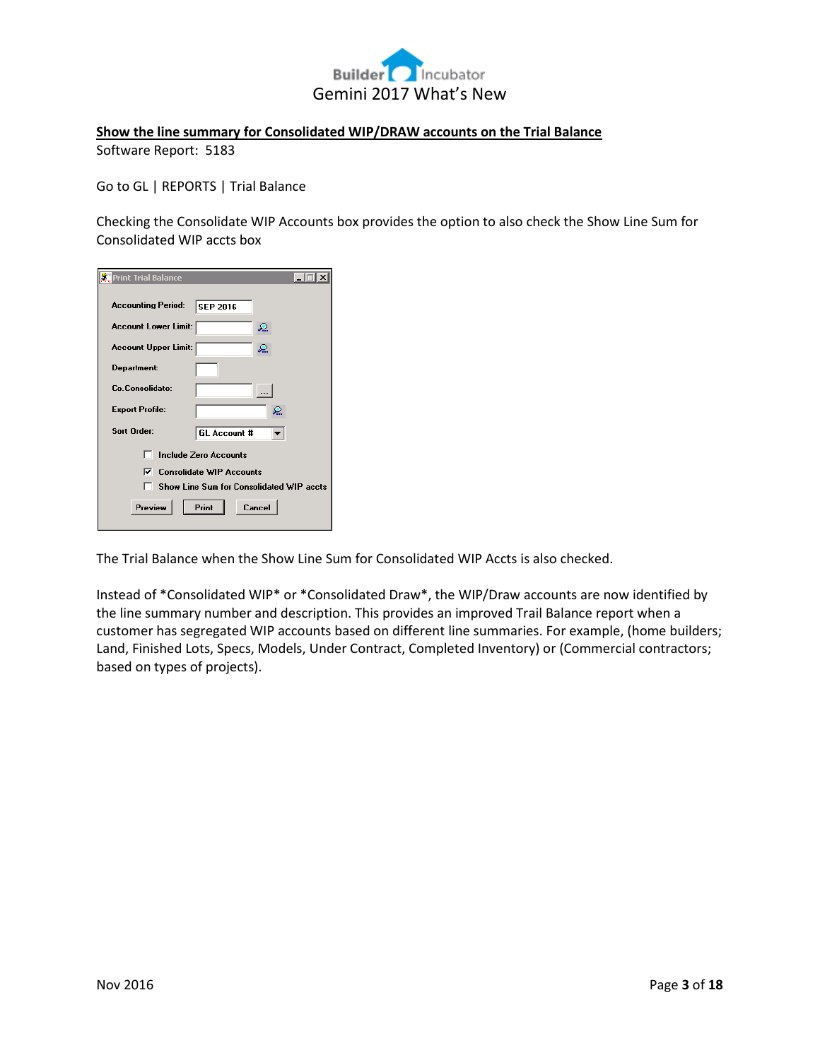## Show the line summary for Consolidated WIP/DRAW accounts on the Trial Balance

Software Report: 5183

Go to GL | REPORTS | Trial Balance

Checking the Consolidate WIP Accounts box provides the option to also check the Show Line Sum for Consolidated WIP accts box

The Trial Balance when the Show Line Sum for Consolidated WIP Accts is also checked.

Instead of *Consolidated WIP* or *Consolidated Draw*, the WIP/Draw accounts are now identified by the line summary number and description. This provides an improved Trail Balance report when a customer has segregated WIP accounts based on different line summaries. For example, (home builders; Land, Finished Lots, Specs, Models, Under Contract, Completed Inventory) or (Commercial contractors; based on types of projects).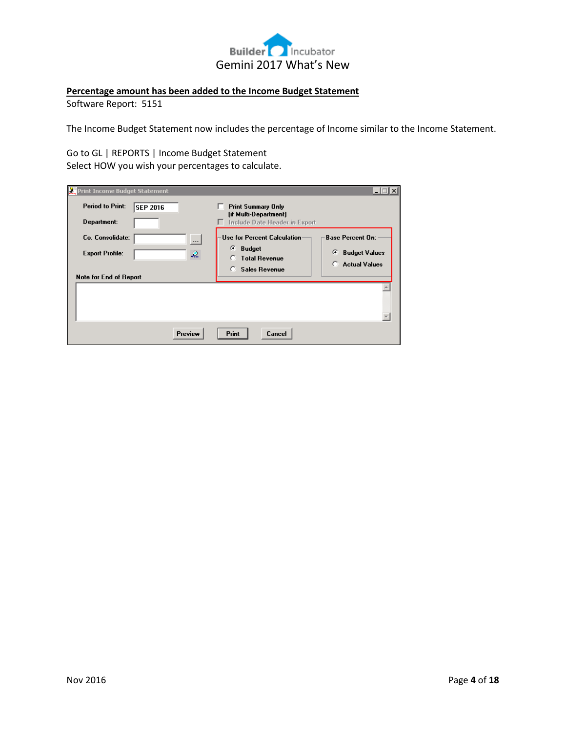## Percentage amount has been added to the Income Budget Statement

Software Report: 5151

The Income Budget Statement now includes the percentage of Income similar to the Income Statement.

Go to GL | REPORTS | Income Budget Statement
Select HOW you wish your percentages to calculate.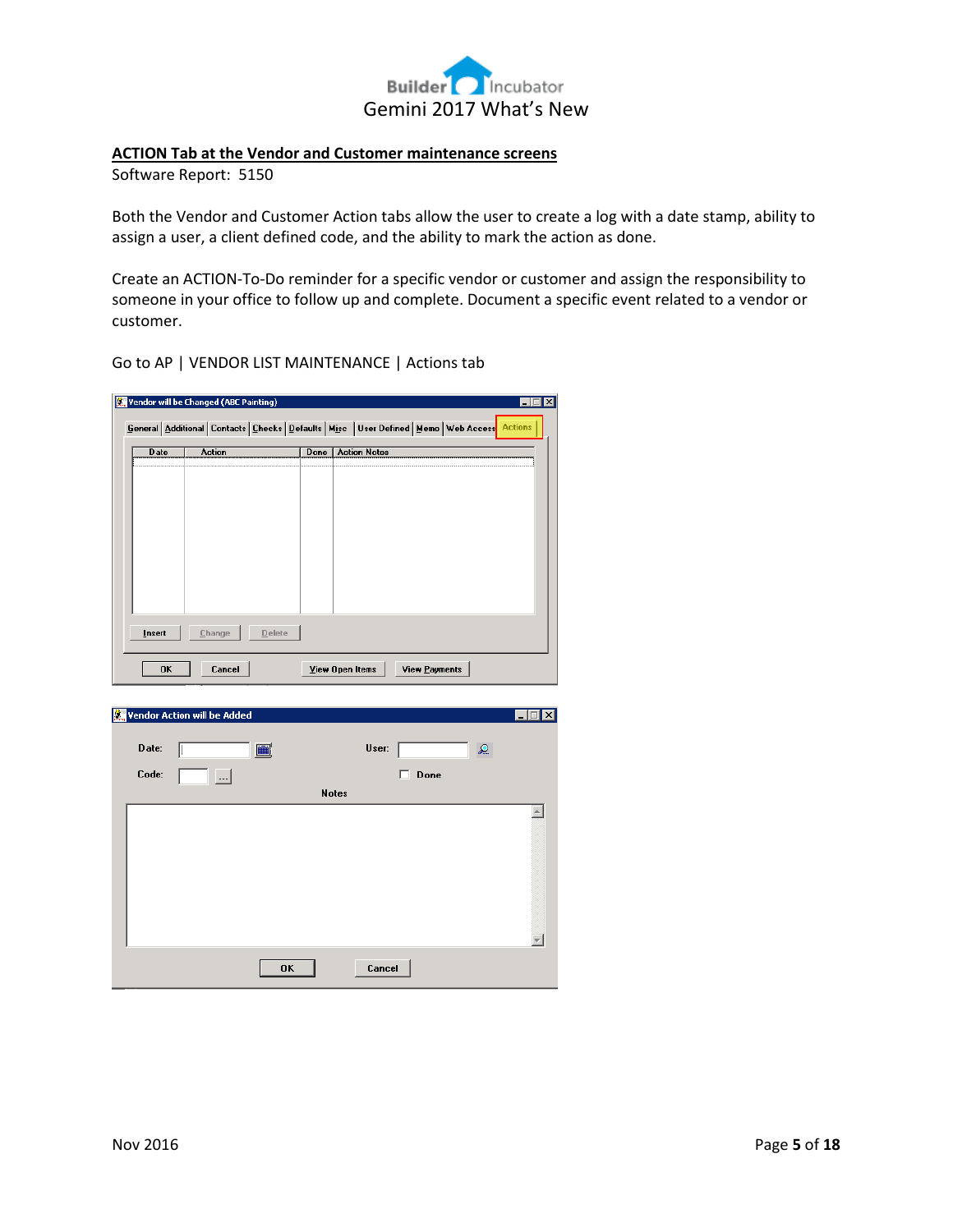## ACTION Tab at the Vendor and Customer maintenance screens

Software Report: 5150

Both the Vendor and Customer Action tabs allow the user to create a log with a date stamp, ability to assign a user, a client defined code, and the ability to mark the action as done.

Create an ACTION-To-Do reminder for a specific vendor or customer and assign the responsibility to someone in your office to follow up and complete. Document a specific event related to a vendor or customer.

Go to AP | VENDOR LIST MAINTENANCE | Actions tab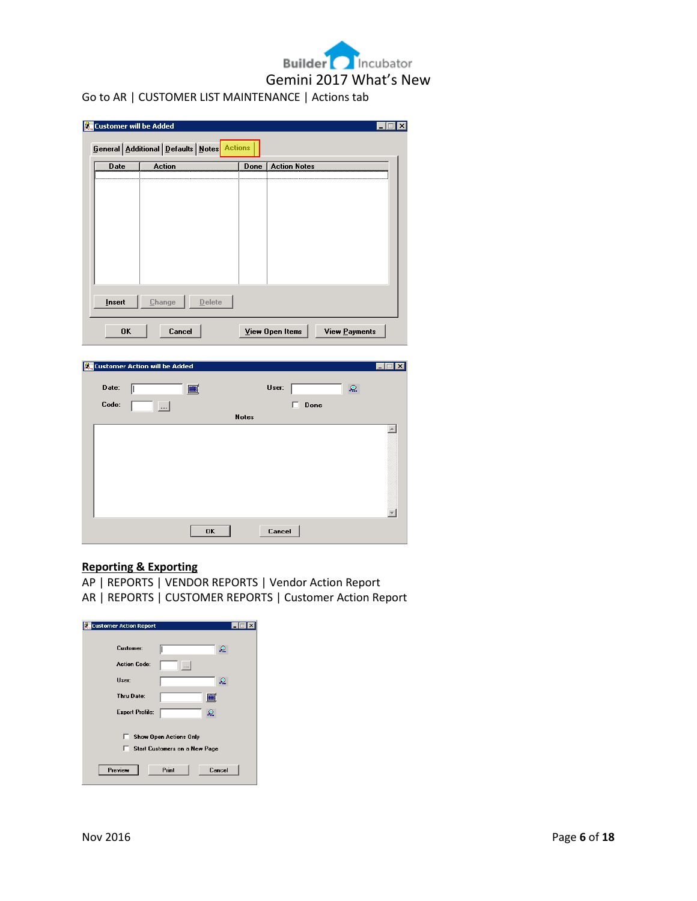Go to AR | CUSTOMER LIST MAINTENANCE | Actions tab

**Reporting & Exporting**

AP | REPORTS | VENDOR REPORTS | Vendor Action Report
AR | REPORTS | CUSTOMER REPORTS | Customer Action Report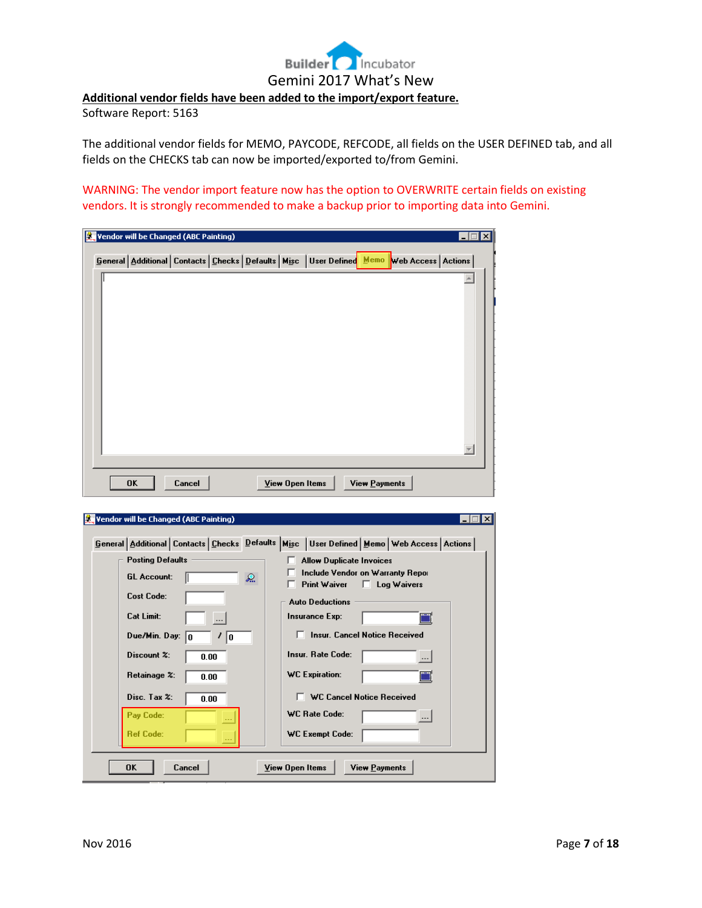## Additional vendor fields have been added to the import/export feature.

Software Report: 5163

The additional vendor fields for MEMO, PAYCODE, REFCODE, all fields on the USER DEFINED tab, and all fields on the CHECKS tab can now be imported/exported to/from Gemini.

WARNING: The vendor import feature now has the option to OVERWRITE certain fields on existing vendors. It is strongly recommended to make a backup prior to importing data into Gemini.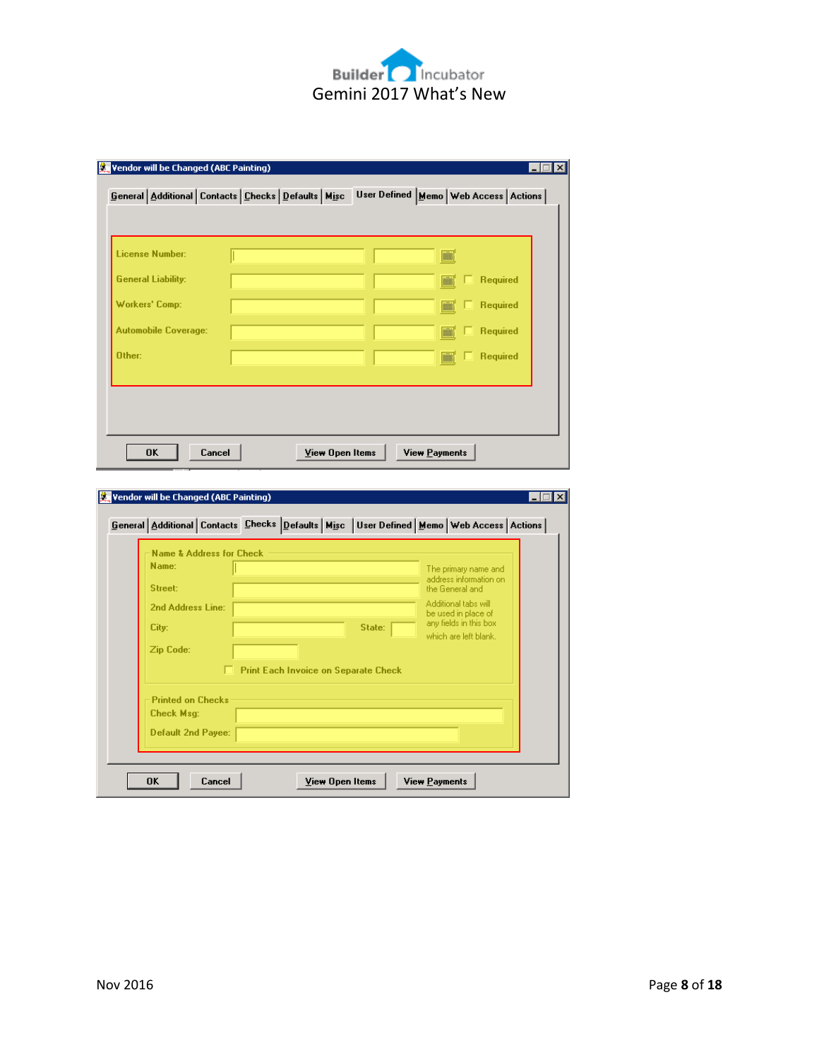**Vendor will be Changed (ABC Painting)**

General | Additional | Contacts | Checks | Defaults | Misc | User Defined | Memo | Web Access | Actions

License Number:

General Liability: Required

Workers' Comp: Required

Automobile Coverage: Required

Other: Required

OK | Cancel | View Open Items | View Payments

**Vendor will be Changed (ABC Painting)**

General | Additional | Contacts | Checks | Defaults | Misc | User Defined | Memo | Web Access | Actions

Name & Address for Check

Name:

Street:

2nd Address Line:

City: State:

Zip Code:

The primary name and address information on the General and Additional tabs will be used in place of any fields in this box which are left blank.

Print Each Invoice on Separate Check

Printed on Checks

Check Msg:

Default 2nd Payee:

OK | Cancel | View Open Items | View Payments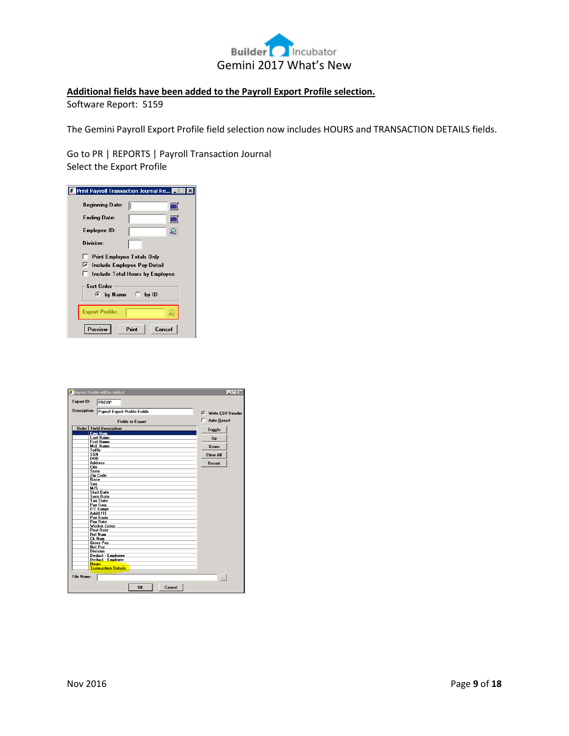## Additional fields have been added to the Payroll Export Profile selection.

Software Report: 5159

The Gemini Payroll Export Profile field selection now includes HOURS and TRANSACTION DETAILS fields.

Go to PR | REPORTS | Payroll Transaction Journal
Select the Export Profile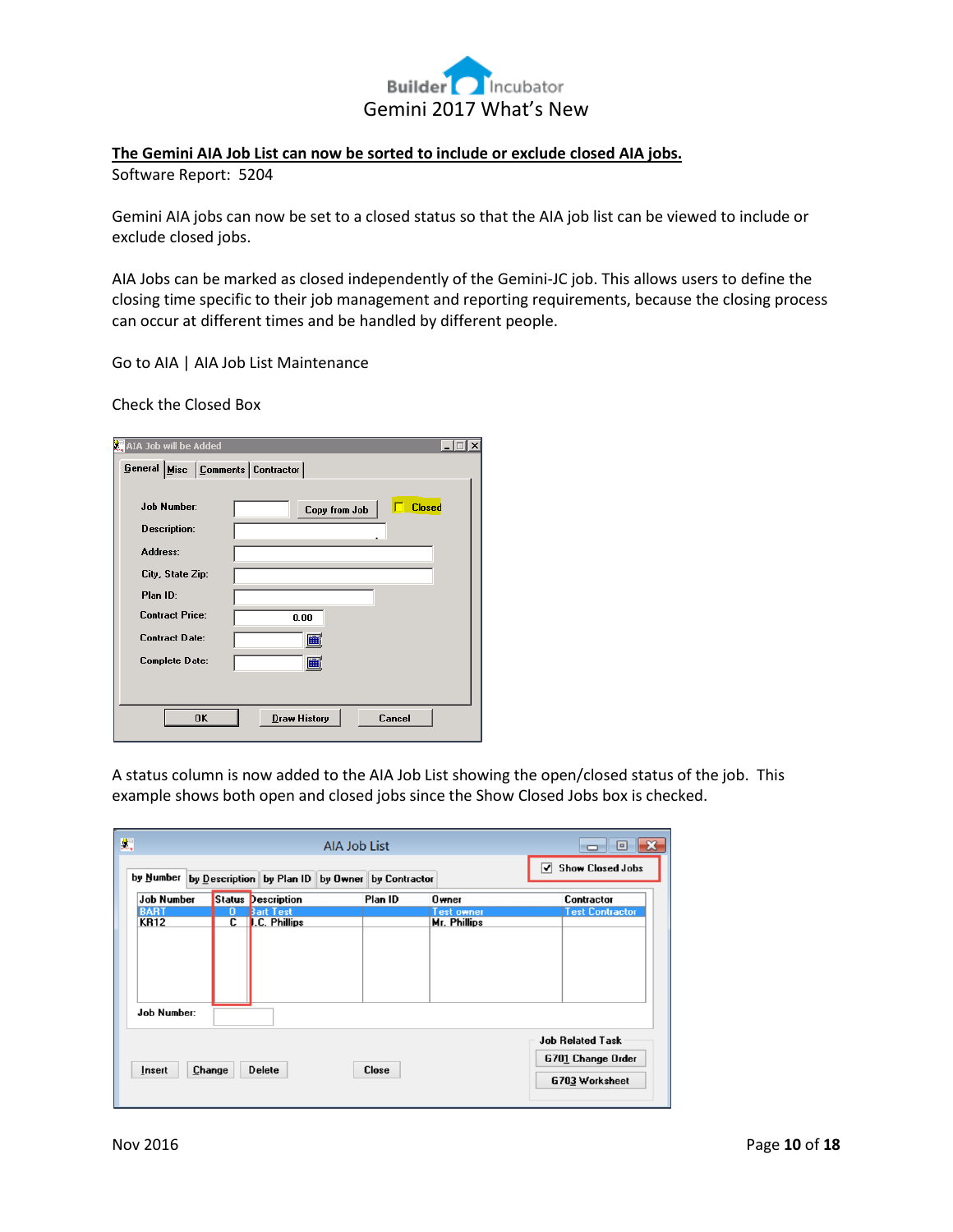## The Gemini AIA Job List can now be sorted to include or exclude closed AIA jobs.

Software Report: 5204

Gemini AIA jobs can now be set to a closed status so that the AIA job list can be viewed to include or exclude closed jobs.

AIA Jobs can be marked as closed independently of the Gemini-JC job. This allows users to define the closing time specific to their job management and reporting requirements, because the closing process can occur at different times and be handled by different people.

Go to AIA | AIA Job List Maintenance

Check the Closed Box

A status column is now added to the AIA Job List showing the open/closed status of the job. This example shows both open and closed jobs since the Show Closed Jobs box is checked.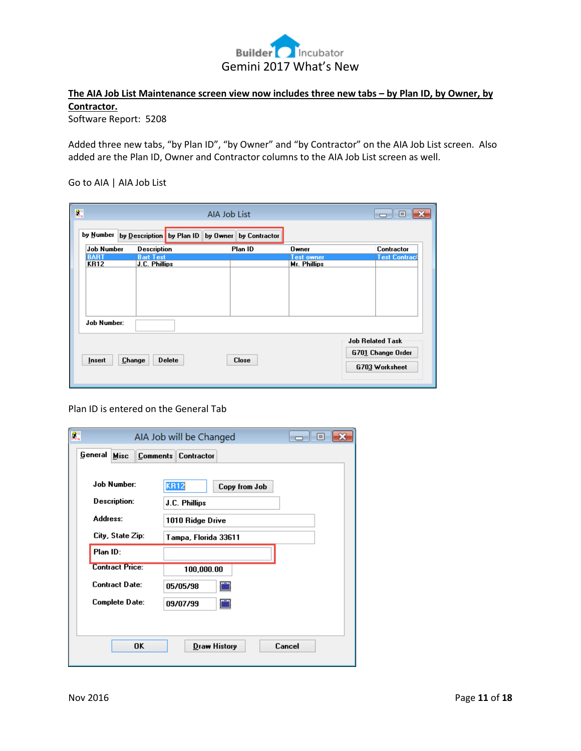**The AIA Job List Maintenance screen view now includes three new tabs – by Plan ID, by Owner, by Contractor.**

Software Report: 5208

Added three new tabs, “by Plan ID”, “by Owner” and “by Contractor” on the AIA Job List screen. Also added are the Plan ID, Owner and Contractor columns to the AIA Job List screen as well.

Go to AIA | AIA Job List

Plan ID is entered on the General Tab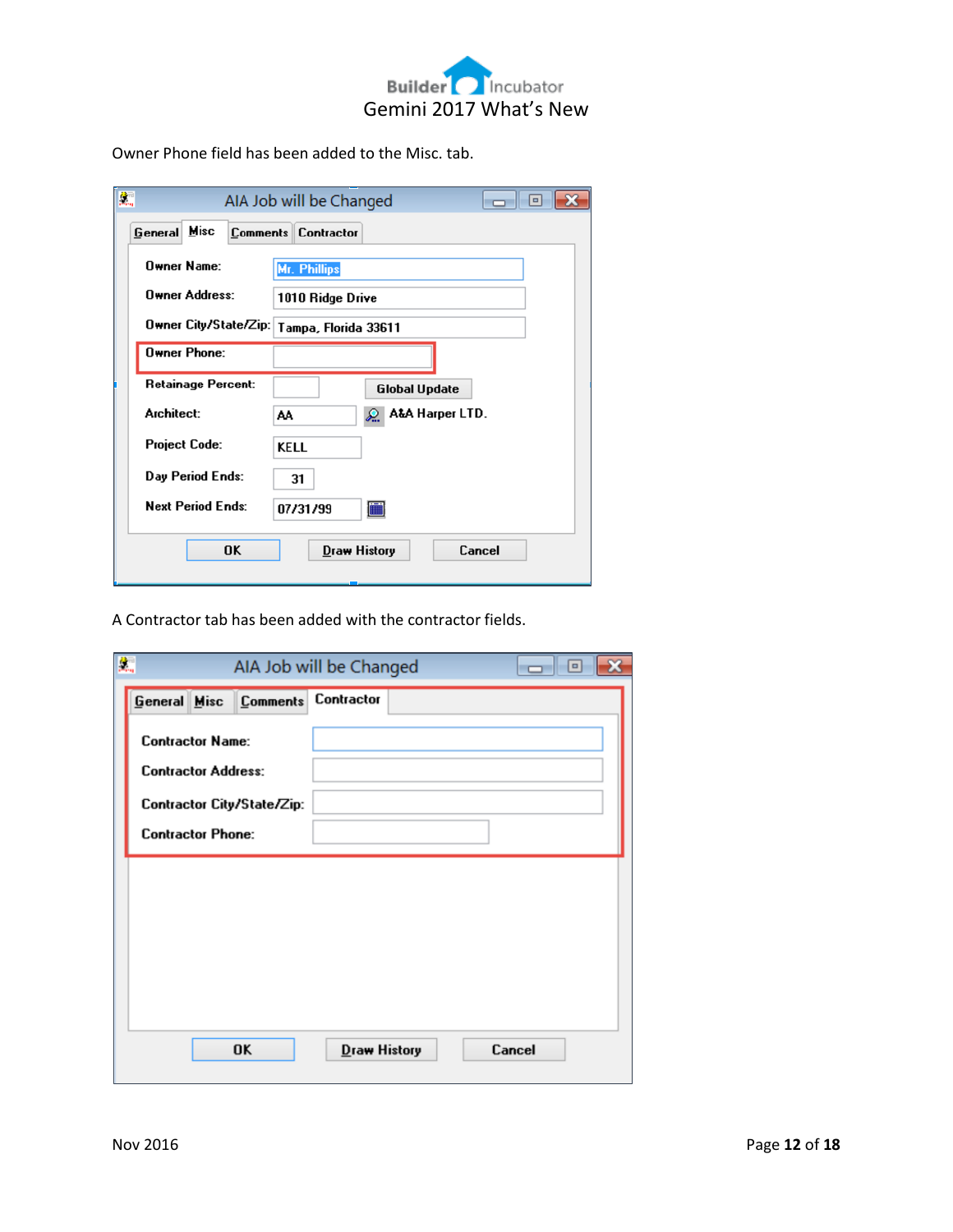Owner Phone field has been added to the Misc. tab.

A Contractor tab has been added with the contractor fields.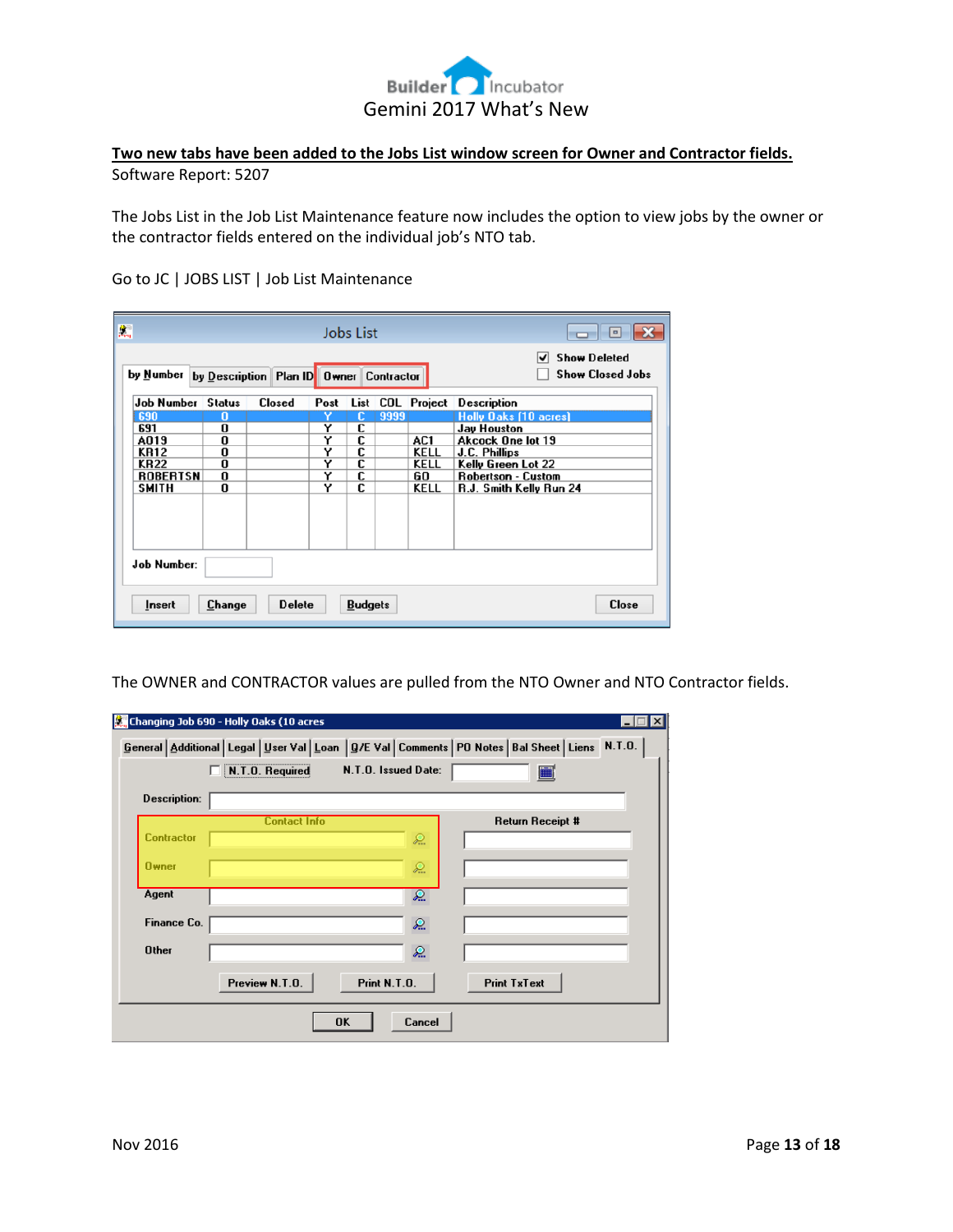**Two new tabs have been added to the Jobs List window screen for Owner and Contractor fields.**

Software Report: 5207

The Jobs List in the Job List Maintenance feature now includes the option to view jobs by the owner or the contractor fields entered on the individual job's NTO tab.

Go to JC | JOBS LIST | Job List Maintenance

The OWNER and CONTRACTOR values are pulled from the NTO Owner and NTO Contractor fields.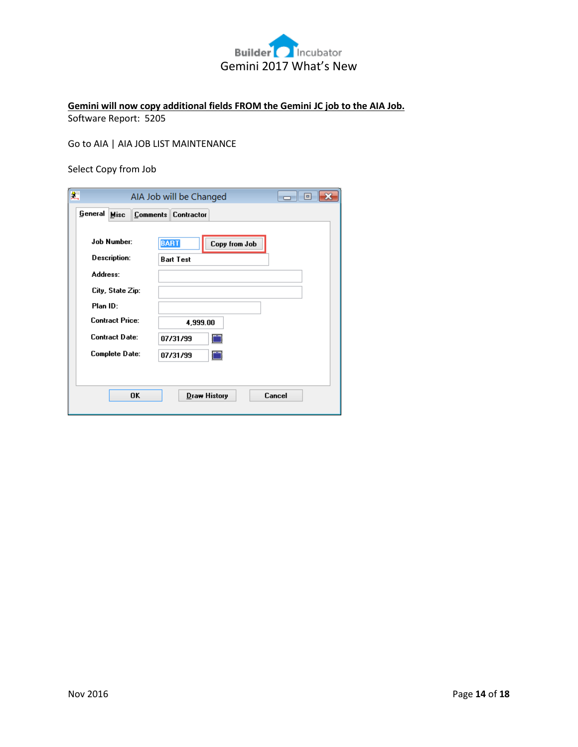**Gemini will now copy additional fields FROM the Gemini JC job to the AIA Job.**

Software Report: 5205

Go to AIA | AIA JOB LIST MAINTENANCE

Select Copy from Job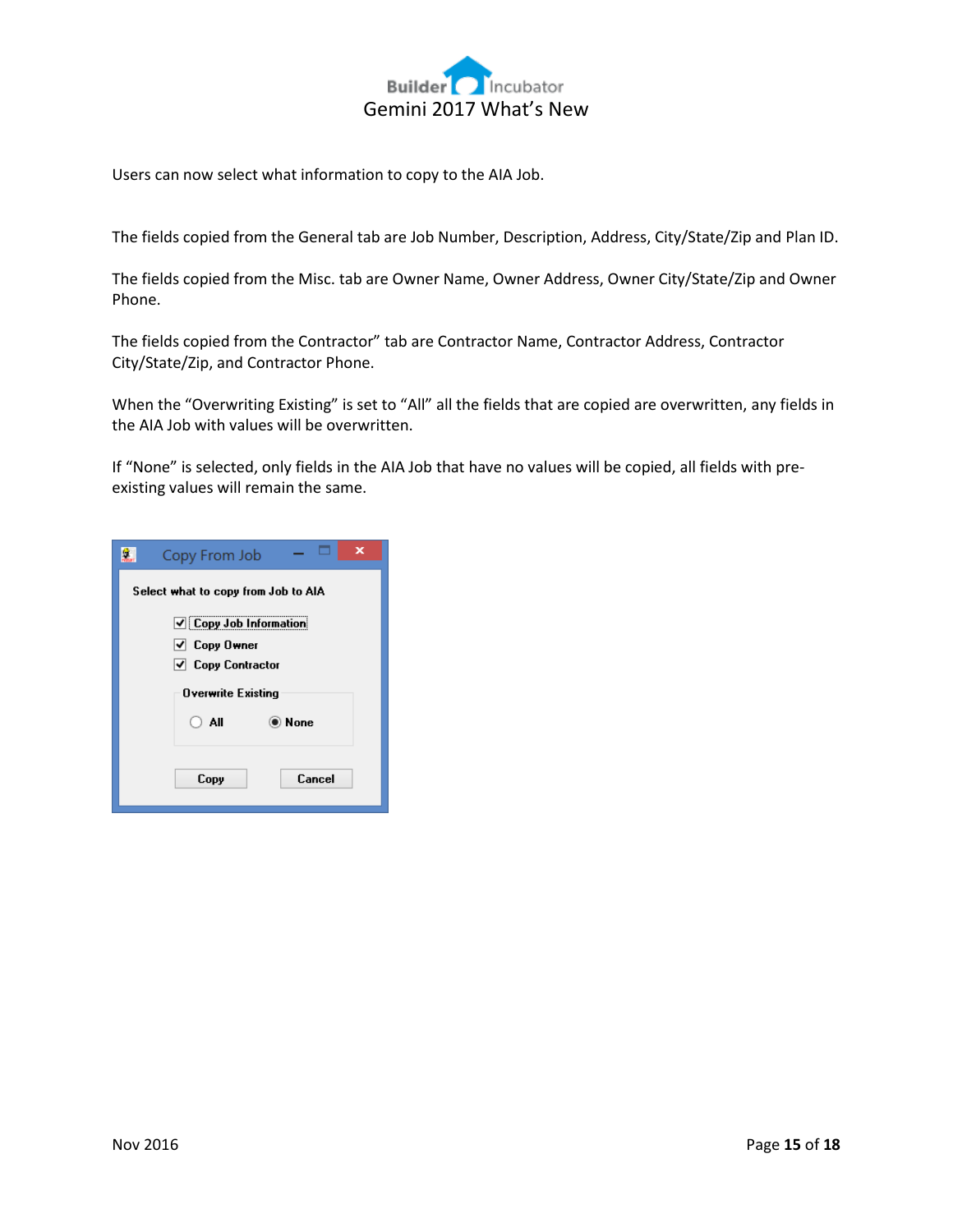Users can now select what information to copy to the AIA Job.

The fields copied from the General tab are Job Number, Description, Address, City/State/Zip and Plan ID.

The fields copied from the Misc. tab are Owner Name, Owner Address, Owner City/State/Zip and Owner Phone.

The fields copied from the Contractor" tab are Contractor Name, Contractor Address, Contractor City/State/Zip, and Contractor Phone.

When the "Overwriting Existing" is set to "All" all the fields that are copied are overwritten, any fields in the AIA Job with values will be overwritten.

If "None" is selected, only fields in the AIA Job that have no values will be copied, all fields with pre-existing values will remain the same.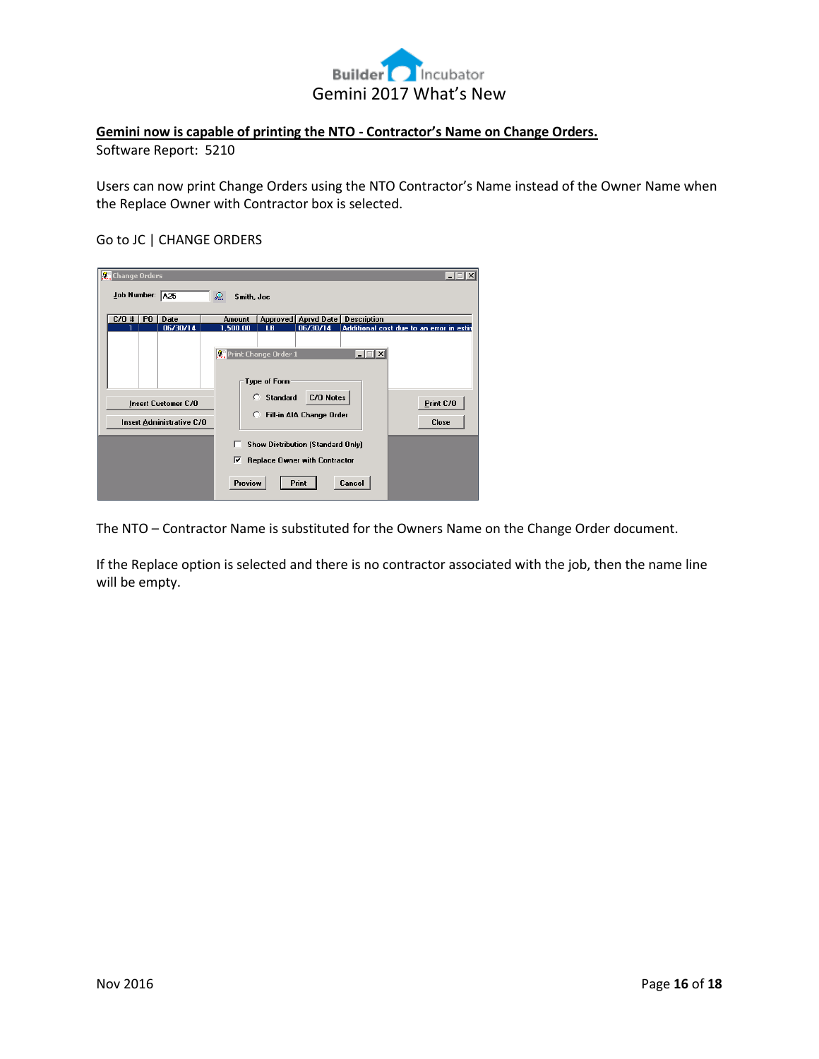**Gemini now is capable of printing the NTO - Contractor's Name on Change Orders.**

Software Report: 5210

Users can now print Change Orders using the NTO Contractor's Name instead of the Owner Name when the Replace Owner with Contractor box is selected.

Go to JC | CHANGE ORDERS

The NTO – Contractor Name is substituted for the Owners Name on the Change Order document.

If the Replace option is selected and there is no contractor associated with the job, then the name line will be empty.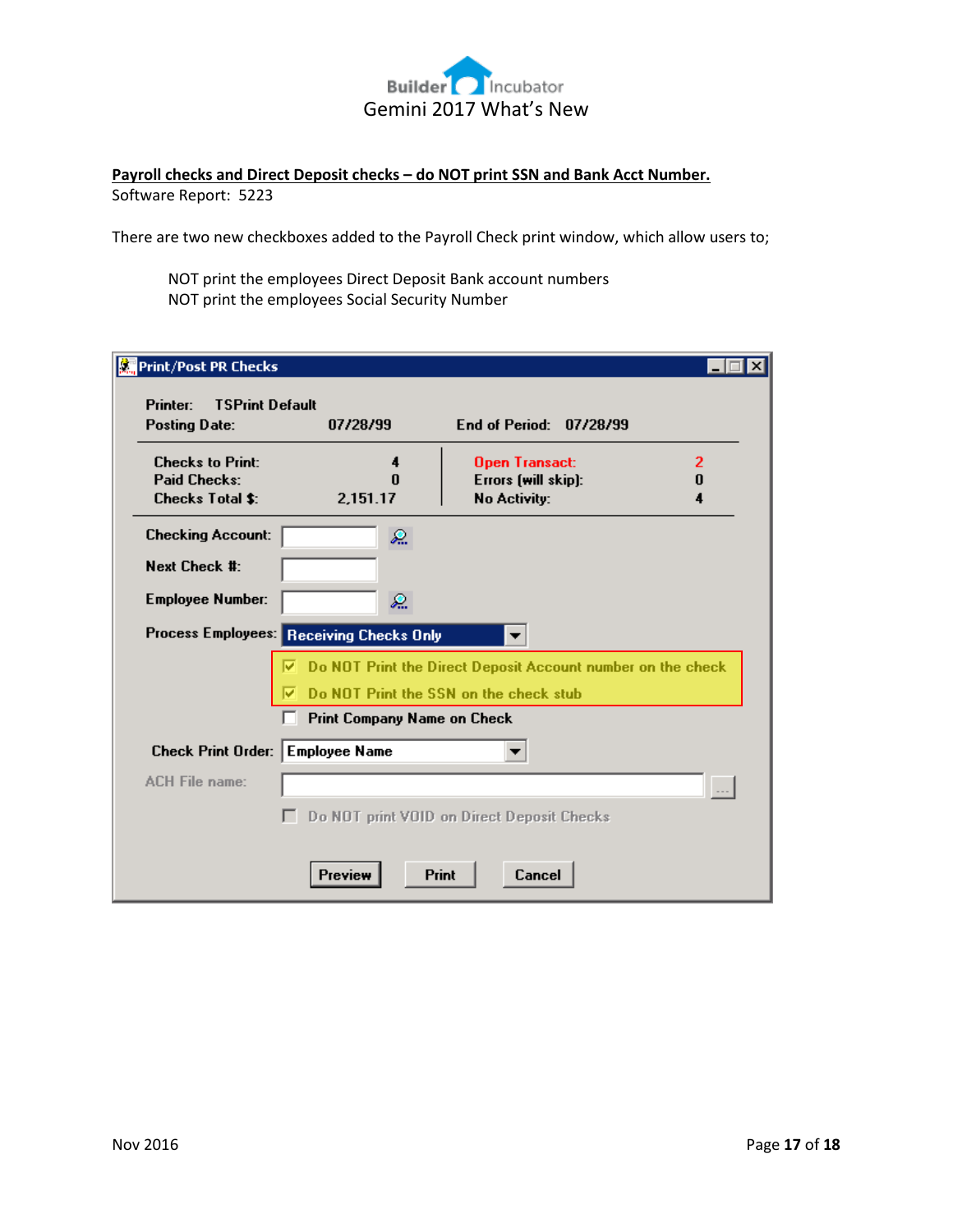**Payroll checks and Direct Deposit checks – do NOT print SSN and Bank Acct Number.**

Software Report: 5223

There are two new checkboxes added to the Payroll Check print window, which allow users to;

> NOT print the employees Direct Deposit Bank account numbers
> NOT print the employees Social Security Number

**Print/Post PR Checks**

Printer: TSPrint Default
Posting Date: 07/28/99 End of Period: 07/28/99

| | | | |
|---|---|---|---|
| Checks to Print: | 4 | Open Transact: | 2 |
| Paid Checks: | 0 | Errors (will skip): | 0 |
| Checks Total $: | 2,151.17 | No Activity: | 4 |

Checking Account:

Next Check #:

Employee Number:

Process Employees: Receiving Checks Only

- [x] Do NOT Print the Direct Deposit Account number on the check
- [x] Do NOT Print the SSN on the check stub
- [ ] Print Company Name on Check

Check Print Order: Employee Name

ACH File name:

- [ ] Do NOT print VOID on Direct Deposit Checks

Preview | Print | Cancel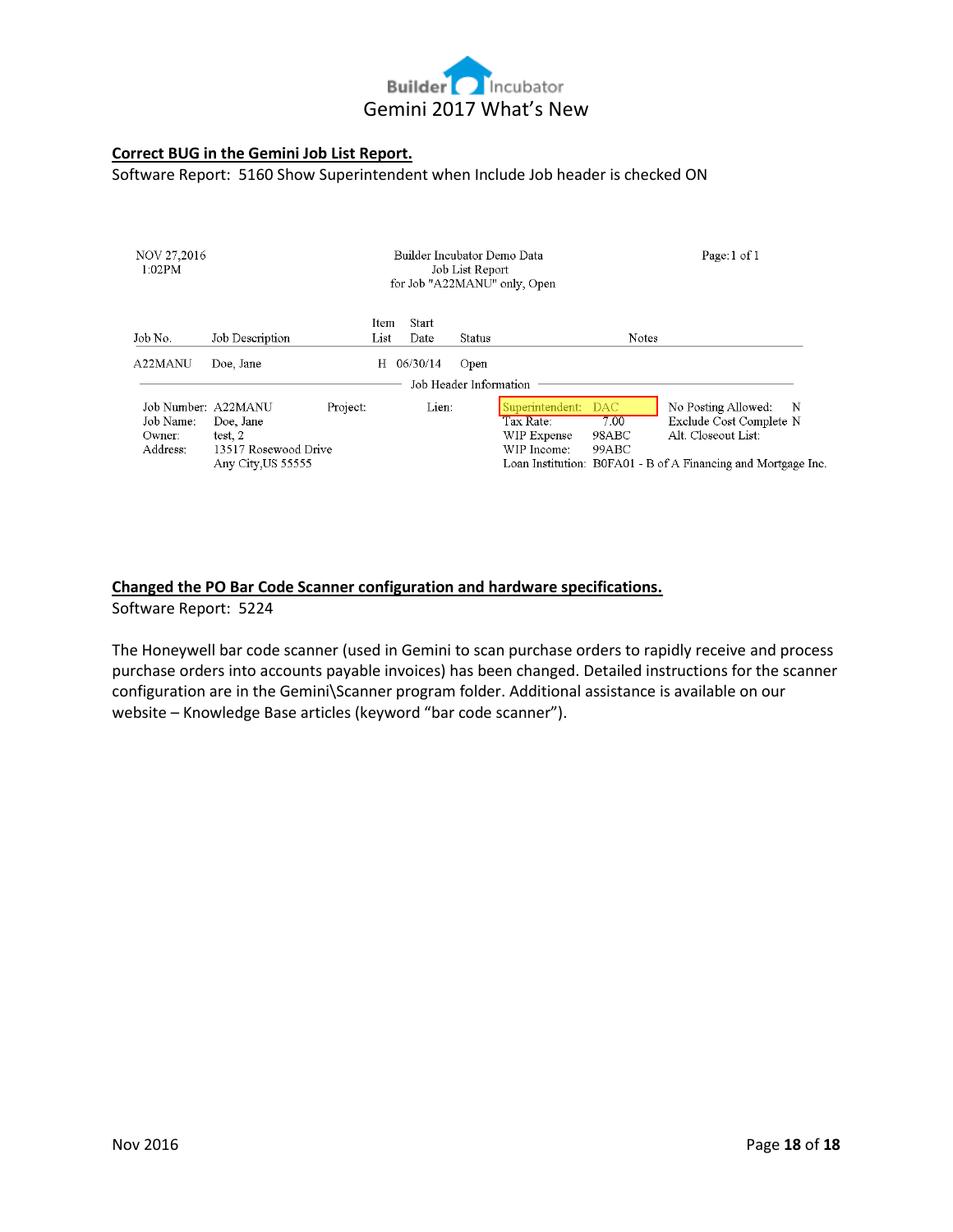**Correct BUG in the Gemini Job List Report.**

Software Report: 5160 Show Superintendent when Include Job header is checked ON

NOV 27,2016
1:02PM

Builder Incubator Demo Data
Job List Report
for Job "A22MANU" only, Open

Page:1 of 1

| Job No. | Job Description | Item List | Start Date | Status | Notes |
| --- | --- | --- | --- | --- | --- |
| A22MANU | Doe, Jane | H | 06/30/14 | Open | |

Job Header Information

Job Number: A22MANU
Job Name: Doe, Jane
Owner: test, 2
Address: 13517 Rosewood Drive
Any City,US 55555

Project:

Lien:

Superintendent: DAC
Tax Rate: 7.00
WIP Expense 98ABC
WIP Income: 99ABC
Loan Institution: B0FA01 - B of A Financing and Mortgage Inc.

No Posting Allowed: N
Exclude Cost Complete N
Alt. Closeout List:

**Changed the PO Bar Code Scanner configuration and hardware specifications.**

Software Report: 5224

The Honeywell bar code scanner (used in Gemini to scan purchase orders to rapidly receive and process purchase orders into accounts payable invoices) has been changed. Detailed instructions for the scanner configuration are in the Gemini\Scanner program folder. Additional assistance is available on our website – Knowledge Base articles (keyword "bar code scanner").